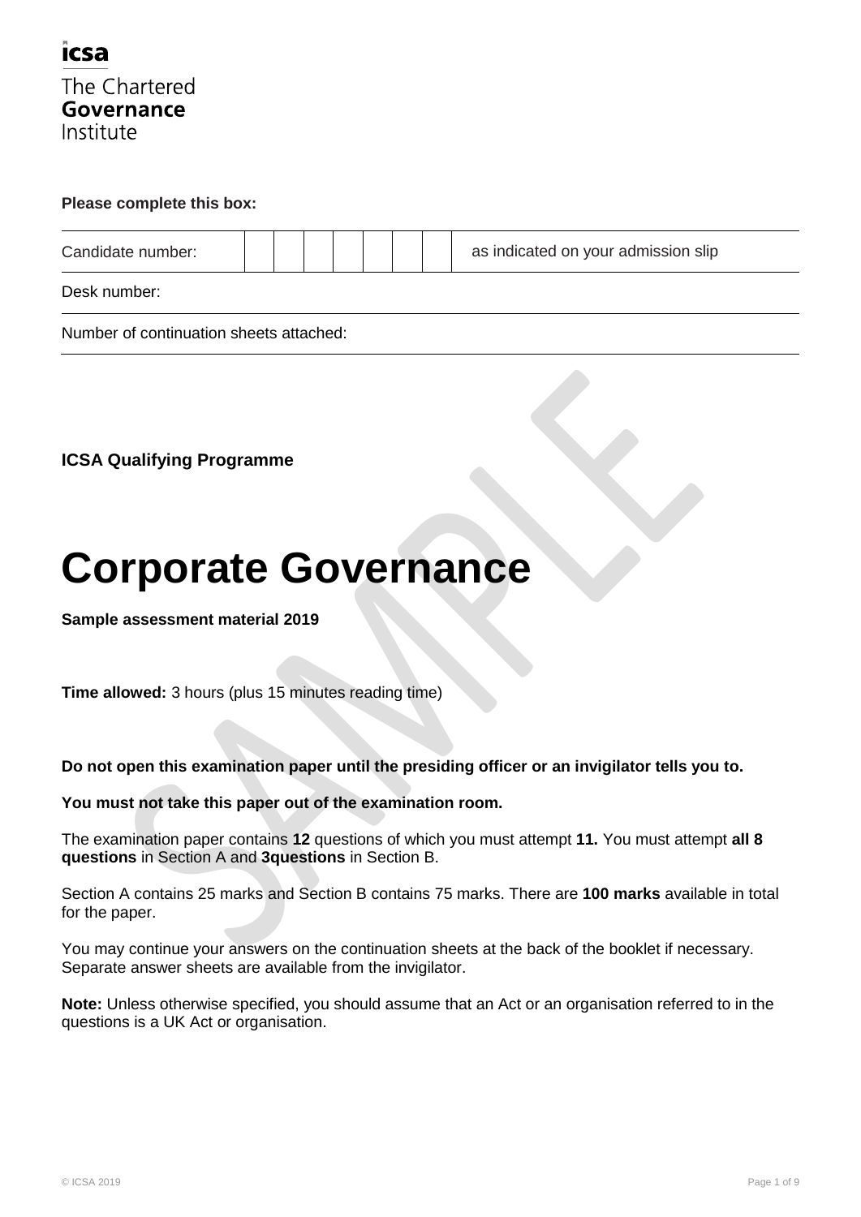icsa

The Chartered
**Governance**
Institute

**Please complete this box:**

| Candidate number: | | | | | | | | as indicated on your admission slip |
|---|---|---|---|---|---|---|---|---|
| Desk number: | | | | | | | | |
| Number of continuation sheets attached: | | | | | | | | |

**ICSA Qualifying Programme**

# Corporate Governance

**Sample assessment material 2019**

**Time allowed:** 3 hours (plus 15 minutes reading time)

**Do not open this examination paper until the presiding officer or an invigilator tells you to.**

**You must not take this paper out of the examination room.**

The examination paper contains **12** questions of which you must attempt **11.** You must attempt **all 8 questions** in Section A and **3questions** in Section B.

Section A contains 25 marks and Section B contains 75 marks. There are **100 marks** available in total for the paper.

You may continue your answers on the continuation sheets at the back of the booklet if necessary. Separate answer sheets are available from the invigilator.

**Note:** Unless otherwise specified, you should assume that an Act or an organisation referred to in the questions is a UK Act or organisation.

© ICSA 2019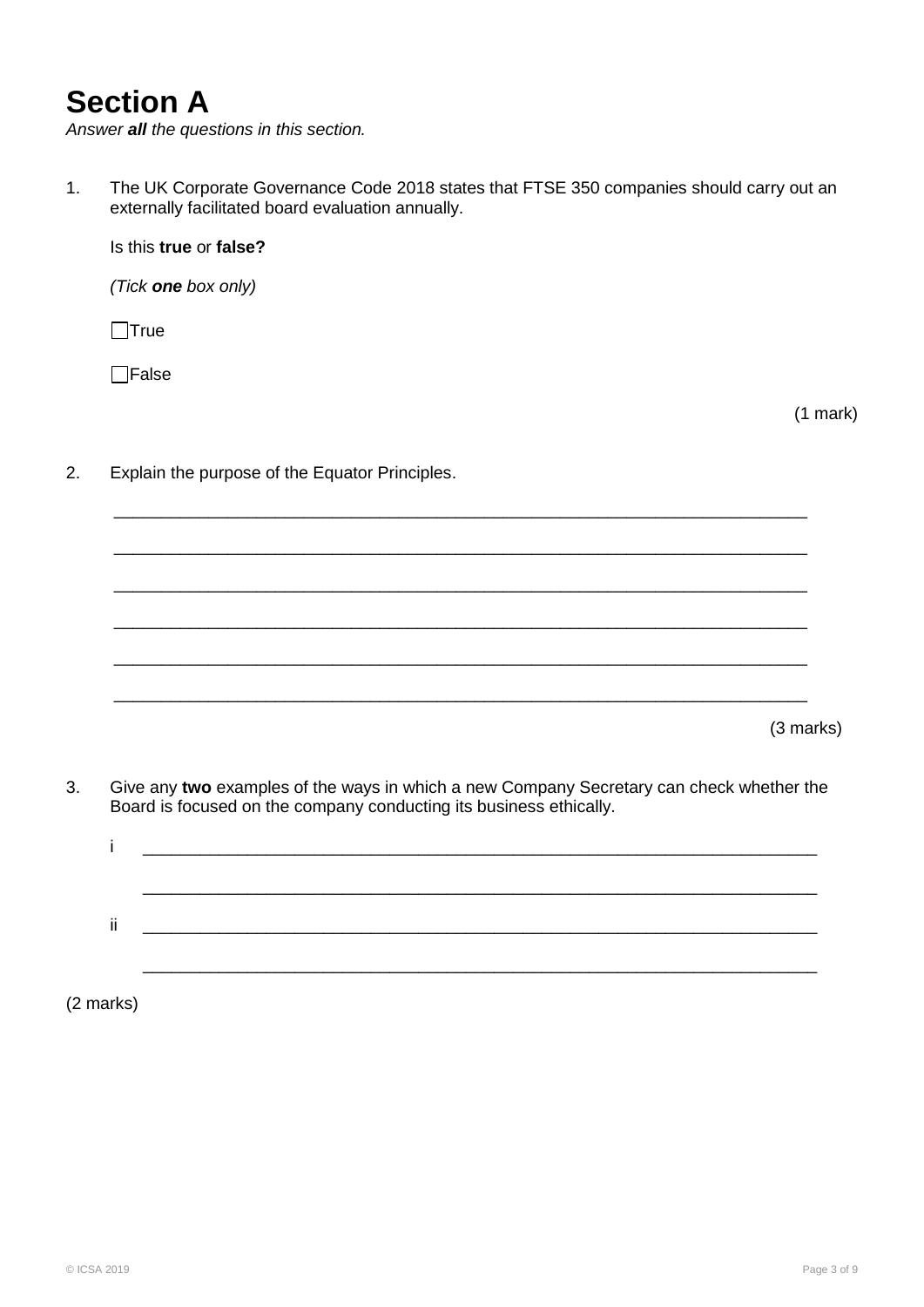# Section A

*Answer **all** the questions in this section.*

1. The UK Corporate Governance Code 2018 states that FTSE 350 companies should carry out an externally facilitated board evaluation annually.

   Is this **true** or **false?**

   *(Tick **one** box only)*

   ☐ True

   ☐ False

   (1 mark)

2. Explain the purpose of the Equator Principles.

   ___________________________________________________________________________

   ___________________________________________________________________________

   ___________________________________________________________________________

   ___________________________________________________________________________

   ___________________________________________________________________________

   ___________________________________________________________________________

   (3 marks)

3. Give any **two** examples of the ways in which a new Company Secretary can check whether the Board is focused on the company conducting its business ethically.

   i ___________________________________________________________________________

   ___________________________________________________________________________

   ii ___________________________________________________________________________

   ___________________________________________________________________________

(2 marks)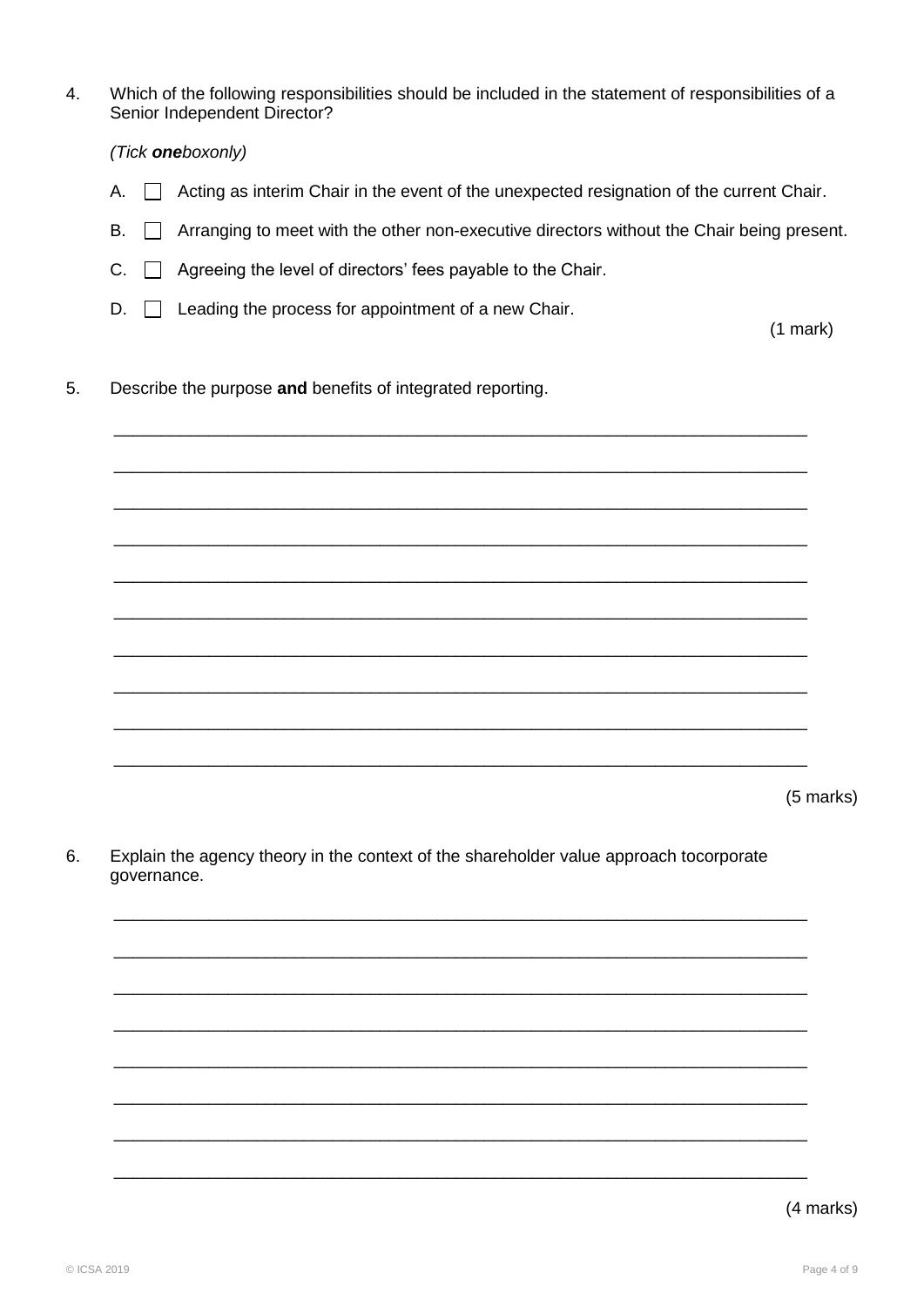4. Which of the following responsibilities should be included in the statement of responsibilities of a Senior Independent Director?

   *(Tick* ***one****boxonly)*

   A. ☐ Acting as interim Chair in the event of the unexpected resignation of the current Chair.

   B. ☐ Arranging to meet with the other non-executive directors without the Chair being present.

   C. ☐ Agreeing the level of directors' fees payable to the Chair.

   D. ☐ Leading the process for appointment of a new Chair.

   (1 mark)

5. Describe the purpose **and** benefits of integrated reporting.

   ___________________________________________________________________________

   ___________________________________________________________________________

   ___________________________________________________________________________

   ___________________________________________________________________________

   ___________________________________________________________________________

   ___________________________________________________________________________

   ___________________________________________________________________________

   ___________________________________________________________________________

   ___________________________________________________________________________

   ___________________________________________________________________________

   (5 marks)

6. Explain the agency theory in the context of the shareholder value approach tocorporate governance.

   ___________________________________________________________________________

   ___________________________________________________________________________

   ___________________________________________________________________________

   ___________________________________________________________________________

   ___________________________________________________________________________

   ___________________________________________________________________________

   ___________________________________________________________________________

   ___________________________________________________________________________

   (4 marks)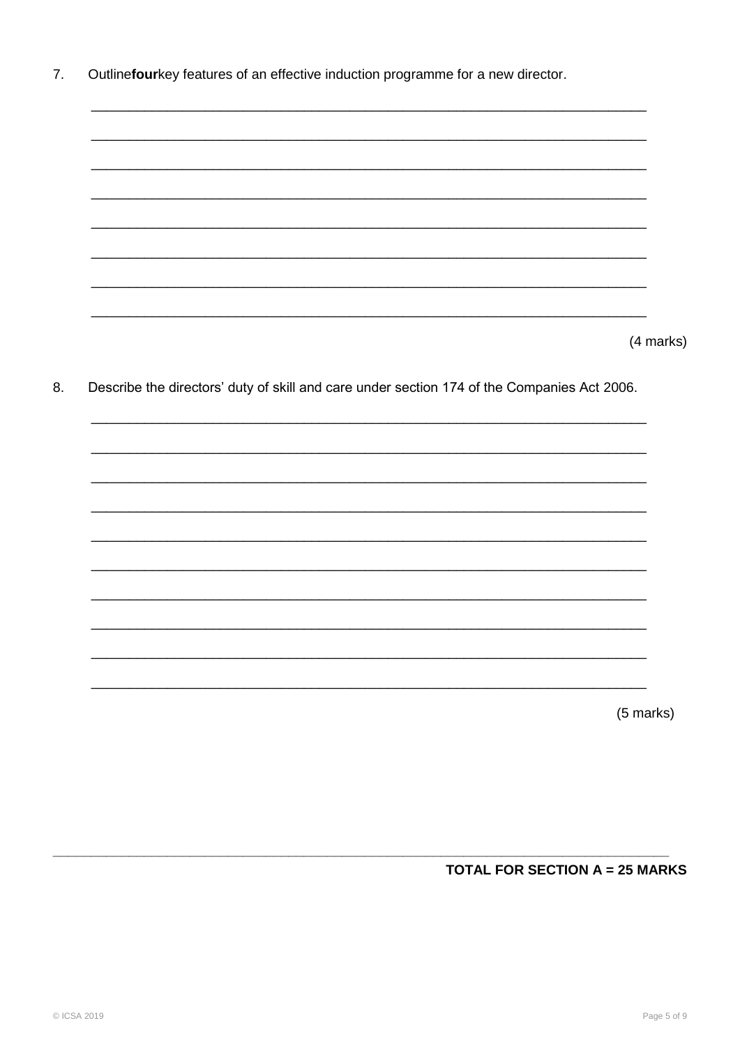7. Outline **four** key features of an effective induction programme for a new director.

(4 marks)

8. Describe the directors' duty of skill and care under section 174 of the Companies Act 2006.

(5 marks)

**TOTAL FOR SECTION A = 25 MARKS**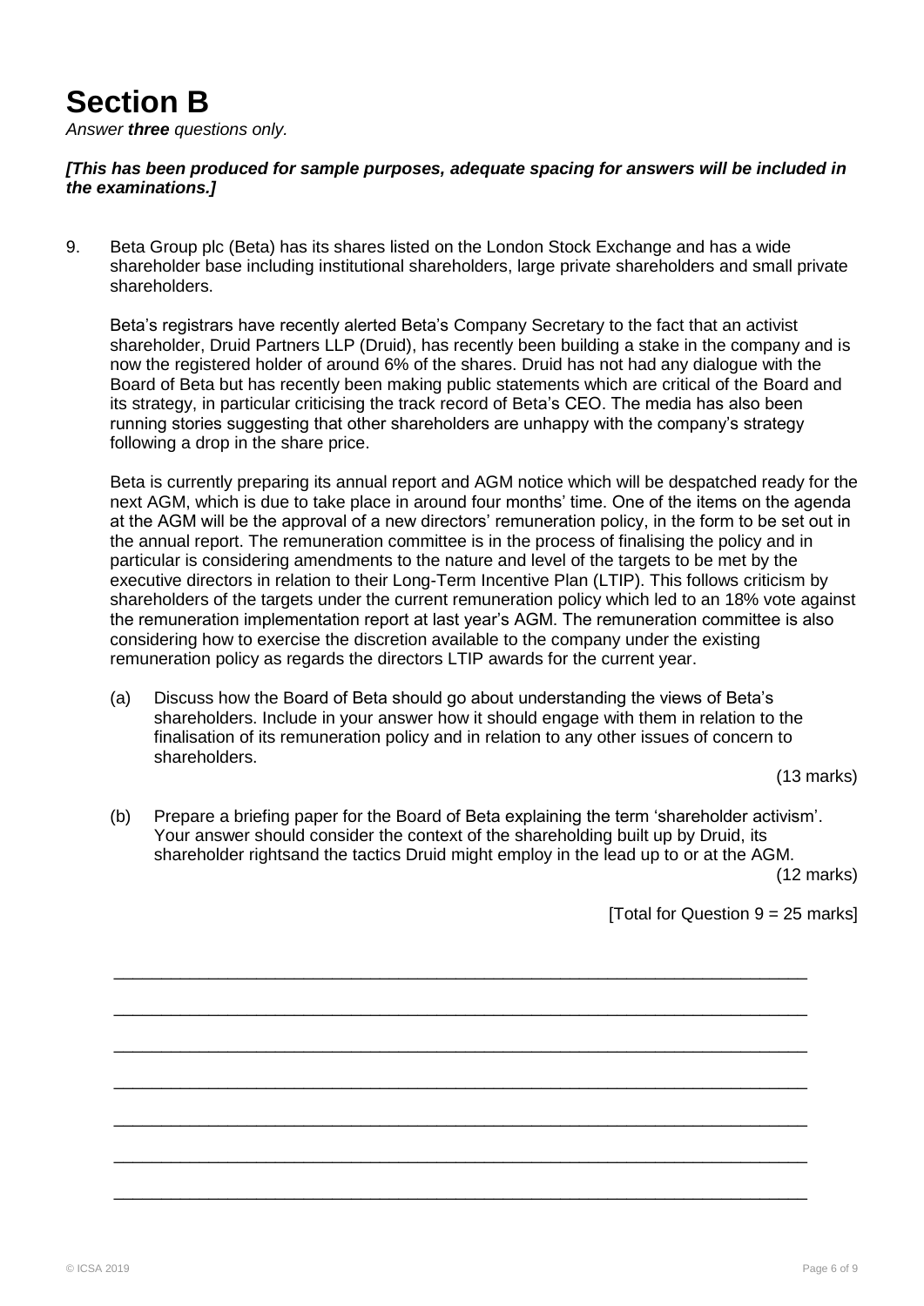# Section B

*Answer **three** questions only.*

***[This has been produced for sample purposes, adequate spacing for answers will be included in the examinations.]***

9. Beta Group plc (Beta) has its shares listed on the London Stock Exchange and has a wide shareholder base including institutional shareholders, large private shareholders and small private shareholders.

   Beta's registrars have recently alerted Beta's Company Secretary to the fact that an activist shareholder, Druid Partners LLP (Druid), has recently been building a stake in the company and is now the registered holder of around 6% of the shares. Druid has not had any dialogue with the Board of Beta but has recently been making public statements which are critical of the Board and its strategy, in particular criticising the track record of Beta's CEO. The media has also been running stories suggesting that other shareholders are unhappy with the company's strategy following a drop in the share price.

   Beta is currently preparing its annual report and AGM notice which will be despatched ready for the next AGM, which is due to take place in around four months' time. One of the items on the agenda at the AGM will be the approval of a new directors' remuneration policy, in the form to be set out in the annual report. The remuneration committee is in the process of finalising the policy and in particular is considering amendments to the nature and level of the targets to be met by the executive directors in relation to their Long-Term Incentive Plan (LTIP). This follows criticism by shareholders of the targets under the current remuneration policy which led to an 18% vote against the remuneration implementation report at last year's AGM. The remuneration committee is also considering how to exercise the discretion available to the company under the existing remuneration policy as regards the directors LTIP awards for the current year.

   (a) Discuss how the Board of Beta should go about understanding the views of Beta's shareholders. Include in your answer how it should engage with them in relation to the finalisation of its remuneration policy and in relation to any other issues of concern to shareholders.

   (13 marks)

   (b) Prepare a briefing paper for the Board of Beta explaining the term 'shareholder activism'. Your answer should consider the context of the shareholding built up by Druid, its shareholder rightsand the tactics Druid might employ in the lead up to or at the AGM.

   (12 marks)

[Total for Question 9 = 25 marks]

\_\_\_\_\_\_\_\_\_\_\_\_\_\_\_\_\_\_\_\_\_\_\_\_\_\_\_\_\_\_\_\_\_\_\_\_\_\_\_\_\_\_\_\_\_\_\_\_\_\_\_\_\_\_\_\_\_\_\_\_\_\_\_\_\_\_\_\_\_\_

\_\_\_\_\_\_\_\_\_\_\_\_\_\_\_\_\_\_\_\_\_\_\_\_\_\_\_\_\_\_\_\_\_\_\_\_\_\_\_\_\_\_\_\_\_\_\_\_\_\_\_\_\_\_\_\_\_\_\_\_\_\_\_\_\_\_\_\_\_\_

\_\_\_\_\_\_\_\_\_\_\_\_\_\_\_\_\_\_\_\_\_\_\_\_\_\_\_\_\_\_\_\_\_\_\_\_\_\_\_\_\_\_\_\_\_\_\_\_\_\_\_\_\_\_\_\_\_\_\_\_\_\_\_\_\_\_\_\_\_\_

\_\_\_\_\_\_\_\_\_\_\_\_\_\_\_\_\_\_\_\_\_\_\_\_\_\_\_\_\_\_\_\_\_\_\_\_\_\_\_\_\_\_\_\_\_\_\_\_\_\_\_\_\_\_\_\_\_\_\_\_\_\_\_\_\_\_\_\_\_\_

\_\_\_\_\_\_\_\_\_\_\_\_\_\_\_\_\_\_\_\_\_\_\_\_\_\_\_\_\_\_\_\_\_\_\_\_\_\_\_\_\_\_\_\_\_\_\_\_\_\_\_\_\_\_\_\_\_\_\_\_\_\_\_\_\_\_\_\_\_\_

\_\_\_\_\_\_\_\_\_\_\_\_\_\_\_\_\_\_\_\_\_\_\_\_\_\_\_\_\_\_\_\_\_\_\_\_\_\_\_\_\_\_\_\_\_\_\_\_\_\_\_\_\_\_\_\_\_\_\_\_\_\_\_\_\_\_\_\_\_\_

\_\_\_\_\_\_\_\_\_\_\_\_\_\_\_\_\_\_\_\_\_\_\_\_\_\_\_\_\_\_\_\_\_\_\_\_\_\_\_\_\_\_\_\_\_\_\_\_\_\_\_\_\_\_\_\_\_\_\_\_\_\_\_\_\_\_\_\_\_\_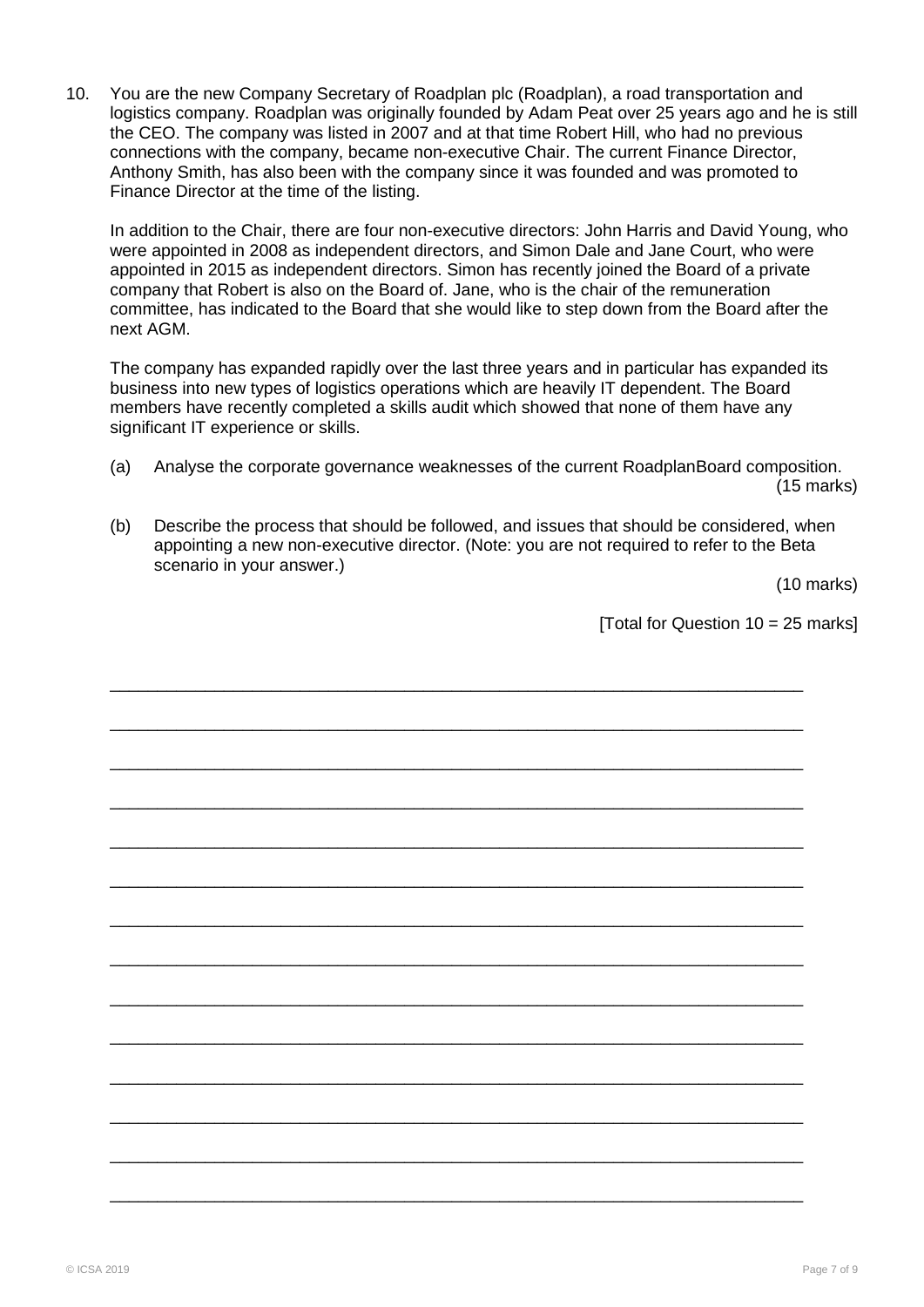10. You are the new Company Secretary of Roadplan plc (Roadplan), a road transportation and logistics company. Roadplan was originally founded by Adam Peat over 25 years ago and he is still the CEO. The company was listed in 2007 and at that time Robert Hill, who had no previous connections with the company, became non-executive Chair. The current Finance Director, Anthony Smith, has also been with the company since it was founded and was promoted to Finance Director at the time of the listing.

    In addition to the Chair, there are four non-executive directors: John Harris and David Young, who were appointed in 2008 as independent directors, and Simon Dale and Jane Court, who were appointed in 2015 as independent directors. Simon has recently joined the Board of a private company that Robert is also on the Board of. Jane, who is the chair of the remuneration committee, has indicated to the Board that she would like to step down from the Board after the next AGM.

    The company has expanded rapidly over the last three years and in particular has expanded its business into new types of logistics operations which are heavily IT dependent. The Board members have recently completed a skills audit which showed that none of them have any significant IT experience or skills.

    (a) Analyse the corporate governance weaknesses of the current RoadplanBoard composition. (15 marks)

    (b) Describe the process that should be followed, and issues that should be considered, when appointing a new non-executive director. (Note: you are not required to refer to the Beta scenario in your answer.) (10 marks)

    [Total for Question 10 = 25 marks]

___________________________________________________________________________

___________________________________________________________________________

___________________________________________________________________________

___________________________________________________________________________

___________________________________________________________________________

___________________________________________________________________________

___________________________________________________________________________

___________________________________________________________________________

___________________________________________________________________________

___________________________________________________________________________

___________________________________________________________________________

___________________________________________________________________________

___________________________________________________________________________

___________________________________________________________________________

© ICSA 2019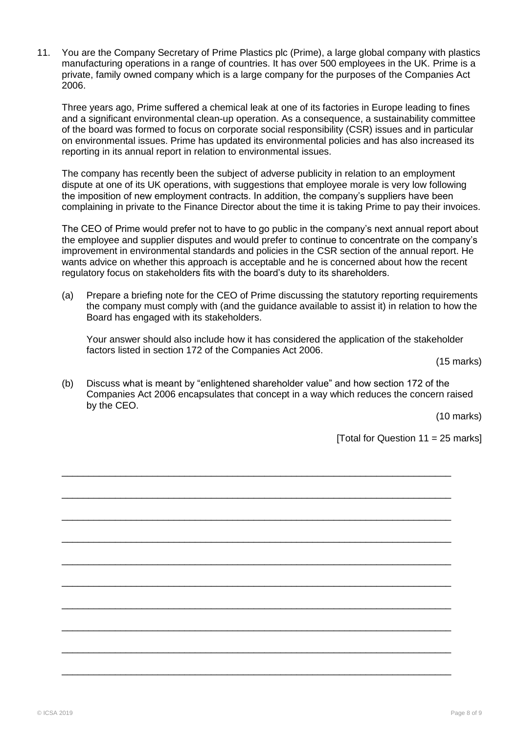11. You are the Company Secretary of Prime Plastics plc (Prime), a large global company with plastics manufacturing operations in a range of countries. It has over 500 employees in the UK. Prime is a private, family owned company which is a large company for the purposes of the Companies Act 2006.

    Three years ago, Prime suffered a chemical leak at one of its factories in Europe leading to fines and a significant environmental clean-up operation. As a consequence, a sustainability committee of the board was formed to focus on corporate social responsibility (CSR) issues and in particular on environmental issues. Prime has updated its environmental policies and has also increased its reporting in its annual report in relation to environmental issues.

    The company has recently been the subject of adverse publicity in relation to an employment dispute at one of its UK operations, with suggestions that employee morale is very low following the imposition of new employment contracts. In addition, the company's suppliers have been complaining in private to the Finance Director about the time it is taking Prime to pay their invoices.

    The CEO of Prime would prefer not to have to go public in the company's next annual report about the employee and supplier disputes and would prefer to continue to concentrate on the company's improvement in environmental standards and policies in the CSR section of the annual report. He wants advice on whether this approach is acceptable and he is concerned about how the recent regulatory focus on stakeholders fits with the board's duty to its shareholders.

    (a) Prepare a briefing note for the CEO of Prime discussing the statutory reporting requirements the company must comply with (and the guidance available to assist it) in relation to how the Board has engaged with its stakeholders.

    Your answer should also include how it has considered the application of the stakeholder factors listed in section 172 of the Companies Act 2006.

    (15 marks)

    (b) Discuss what is meant by "enlightened shareholder value" and how section 172 of the Companies Act 2006 encapsulates that concept in a way which reduces the concern raised by the CEO.

    (10 marks)

    [Total for Question 11 = 25 marks]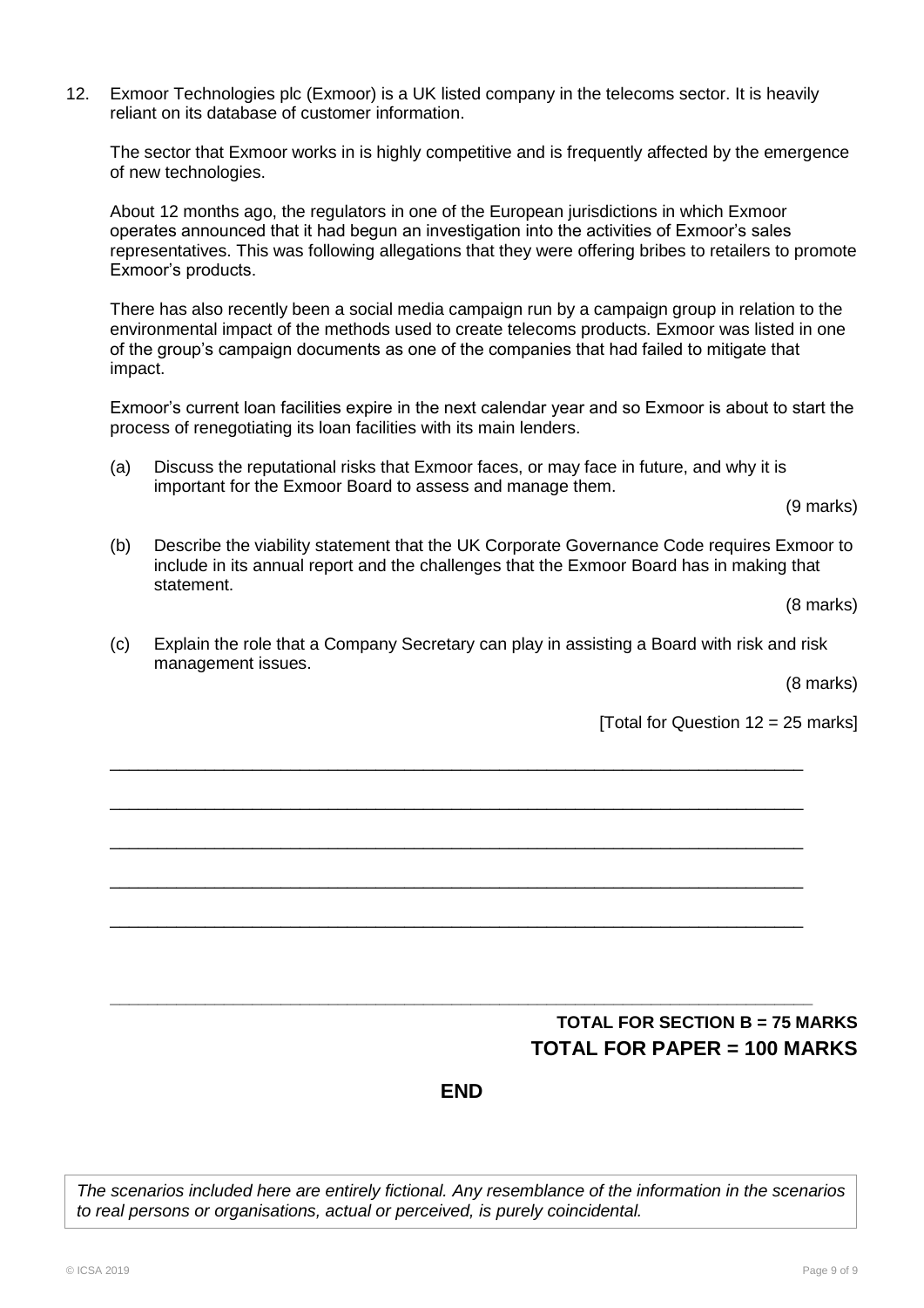12. Exmoor Technologies plc (Exmoor) is a UK listed company in the telecoms sector. It is heavily reliant on its database of customer information.

    The sector that Exmoor works in is highly competitive and is frequently affected by the emergence of new technologies.

    About 12 months ago, the regulators in one of the European jurisdictions in which Exmoor operates announced that it had begun an investigation into the activities of Exmoor's sales representatives. This was following allegations that they were offering bribes to retailers to promote Exmoor's products.

    There has also recently been a social media campaign run by a campaign group in relation to the environmental impact of the methods used to create telecoms products. Exmoor was listed in one of the group's campaign documents as one of the companies that had failed to mitigate that impact.

    Exmoor's current loan facilities expire in the next calendar year and so Exmoor is about to start the process of renegotiating its loan facilities with its main lenders.

    (a) Discuss the reputational risks that Exmoor faces, or may face in future, and why it is important for the Exmoor Board to assess and manage them.

    (9 marks)

    (b) Describe the viability statement that the UK Corporate Governance Code requires Exmoor to include in its annual report and the challenges that the Exmoor Board has in making that statement.

    (8 marks)

    (c) Explain the role that a Company Secretary can play in assisting a Board with risk and risk management issues.

    (8 marks)

    [Total for Question 12 = 25 marks]

**TOTAL FOR SECTION B = 75 MARKS**

**TOTAL FOR PAPER = 100 MARKS**

**END**

*The scenarios included here are entirely fictional. Any resemblance of the information in the scenarios to real persons or organisations, actual or perceived, is purely coincidental.*